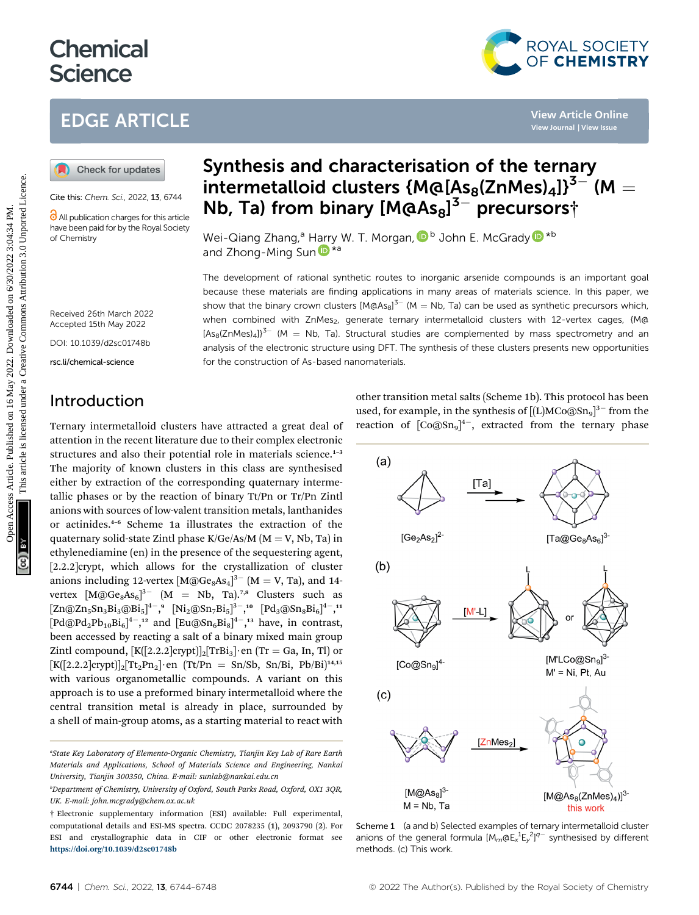# Synthesis and characterisation of the ternary intermetalloid clusters $\{M@[As_8(ZnMes)_4]\}^{3-}$ (M = Nb, Ta) from binary $[M@As_8]^{3-}$ precursors†

Wei-Qiang Zhang,[a] Harry W. T. Morgan,[b] John E. McGrady[*b] and Zhong-Ming Sun[*a]

Cite this: *Chem. Sci.*, 2022, **13**, 6744

All publication charges for this article have been paid for by the Royal Society of Chemistry

Received 26th March 2022
Accepted 15th May 2022

DOI: 10.1039/d2sc01748b

rsc.li/chemical-science

The development of rational synthetic routes to inorganic arsenide compounds is an important goal because these materials are finding applications in many areas of materials science. In this paper, we show that the binary crown clusters $[M@As_8]^{3-}$ (M = Nb, Ta) can be used as synthetic precursors which, when combined with $ZnMes_2$, generate ternary intermetalloid clusters with 12-vertex cages, $\{M@[As_8(ZnMes)_4]\}^{3-}$ (M = Nb, Ta). Structural studies are complemented by mass spectrometry and an analysis of the electronic structure using DFT. The synthesis of these clusters presents new opportunities for the construction of As-based nanomaterials.

## Introduction

Ternary intermetalloid clusters have attracted a great deal of attention in the recent literature due to their complex electronic structures and also their potential role in materials science.[1–3] The majority of known clusters in this class are synthesised either by extraction of the corresponding quaternary intermetallic phases or by the reaction of binary Tt/Pn or Tr/Pn Zintl anions with sources of low-valent transition metals, lanthanides or actinides.[4–6] Scheme 1a illustrates the extraction of the quaternary solid-state Zintl phase K/Ge/As/M (M = V, Nb, Ta) in ethylenediamine (en) in the presence of the sequestering agent, [2.2.2]crypt, which allows for the crystallization of cluster anions including 12-vertex $[M@Ge_8As_4]^{3-}$ (M = V, Ta), and 14-vertex $[M@Ge_8As_6]^{3-}$ (M = Nb, Ta).[7,8] Clusters such as $[Zn@Zn_5Sn_3Bi_3@Bi_5]^{4-}$,[9] $[Ni_2@Sn_7Bi_5]^{3-}$,[10] $[Pd_3@Sn_8Bi_6]^{4-}$,[11] $[Pd@Pd_2Pb_{10}Bi_6]^{4-}$,[12] and $[Eu@Sn_6Bi_8]^{4-}$,[13] have, in contrast, been accessed by reacting a salt of a binary mixed main group Zintl compound, $[K([2.2.2]crypt)]_2[TrBi_3]\cdot en$ (Tr = Ga, In, Tl) or $[K([2.2.2]crypt)]_2[Tt_2Pn_2]\cdot en$ (Tt/Pn = Sn/Sb, Sn/Bi, Pb/Bi)[14,15] with various organometallic compounds. A variant on this approach is to use a preformed binary intermetalloid where the central transition metal is already in place, surrounded by a shell of main-group atoms, as a starting material to react with other transition metal salts (Scheme 1b). This protocol has been used, for example, in the synthesis of $[(L)MCo@Sn_9]^{3-}$ from the reaction of $[Co@Sn_9]^{4-}$, extracted from the ternary phase

Scheme 1 (a and b) Selected examples of ternary intermetalloid cluster anions of the general formula $[M_m@E_x^1E_y^2]^{q-}$ synthesised by different methods. (c) This work.

[a]State Key Laboratory of Elemento-Organic Chemistry, Tianjin Key Lab of Rare Earth Materials and Applications, School of Materials Science and Engineering, Nankai University, Tianjin 300350, China. E-mail: sunlab@nankai.edu.cn

[b]Department of Chemistry, University of Oxford, South Parks Road, Oxford, OX1 3QR, UK. E-mail: john.mcgrady@chem.ox.ac.uk

† Electronic supplementary information (ESI) available: Full experimental, computational details and ESI-MS spectra. CCDC 2078235 (**1**), 2093790 (**2**). For ESI and crystallographic data in CIF or other electronic format see **https://doi.org/10.1039/d2sc01748b**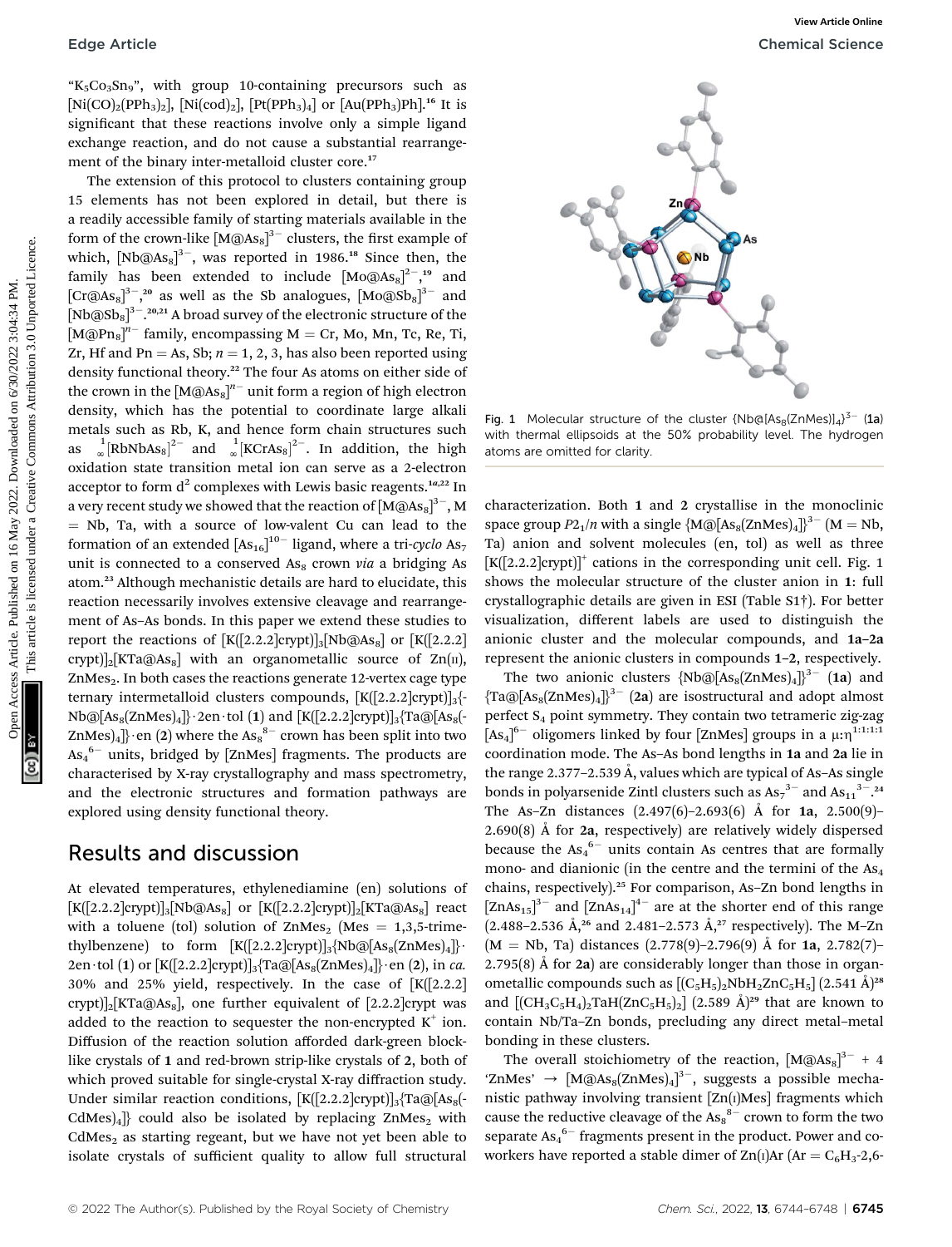"$K_5Co_3Sn_9$", with group 10-containing precursors such as $[Ni(CO)_2(PPh_3)_2]$, $[Ni(cod)_2]$, $[Pt(PPh_3)_4]$ or $[Au(PPh_3)Ph]$.[16] It is significant that these reactions involve only a simple ligand exchange reaction, and do not cause a substantial rearrangement of the binary inter-metalloid cluster core.[17]

The extension of this protocol to clusters containing group 15 elements has not been explored in detail, but there is a readily accessible family of starting materials available in the form of the crown-like $[M@As_8]^{3-}$ clusters, the first example of which, $[Nb@As_8]^{3-}$, was reported in 1986.[18] Since then, the family has been extended to include $[Mo@As_8]^{2-}$,[19] and $[Cr@As_8]^{3-}$,[20] as well as the Sb analogues, $[Mo@Sb_8]^{3-}$ and $[Nb@Sb_8]^{3-}$.[20,21] A broad survey of the electronic structure of the $[M@Pn_8]^{n-}$ family, encompassing M = Cr, Mo, Mn, Tc, Re, Ti, Zr, Hf and Pn = As, Sb; $n$ = 1, 2, 3, has also been reported using density functional theory.[22] The four As atoms on either side of the crown in the $[M@As_8]^{n-}$ unit form a region of high electron density, which has the potential to coordinate large alkali metals such as Rb, K, and hence form chain structures such as $^{1}_{\infty}[RbNbAs_8]^{2-}$ and $^{1}_{\infty}[KCrAs_8]^{2-}$. In addition, the high oxidation state transition metal ion can serve as a 2-electron acceptor to form $d^2$ complexes with Lewis basic reagents.[1a,22] In a very recent study we showed that the reaction of $[M@As_8]^{3-}$, M = Nb, Ta, with a source of low-valent Cu can lead to the formation of an extended $[As_{16}]^{10-}$ ligand, where a tri-*cyclo* $As_7$ unit is connected to a conserved $As_8$ crown *via* a bridging As atom.[23] Although mechanistic details are hard to elucidate, this reaction necessarily involves extensive cleavage and rearrangement of As–As bonds. In this paper we extend these studies to report the reactions of $[K([2.2.2]crypt)]_3[Nb@As_8]$ or $[K([2.2.2]crypt)]_2[KTa@As_8]$ with an organometallic source of Zn(II), $ZnMes_2$. In both cases the reactions generate 12-vertex cage type ternary intermetalloid clusters compounds, $[K([2.2.2]crypt)]_3\{Nb@[As_8(ZnMes)_4]\}\cdot 2en\cdot tol$ (**1**) and $[K([2.2.2]crypt)]_3\{Ta@[As_8(ZnMes)_4]\}\cdot en$ (**2**) where the $As_8^{8-}$ crown has been split into two $As_4^{6-}$ units, bridged by [ZnMes] fragments. The products are characterised by X-ray crystallography and mass spectrometry, and the electronic structures and formation pathways are explored using density functional theory.

## Results and discussion

At elevated temperatures, ethylenediamine (en) solutions of $[K([2.2.2]crypt)]_3[Nb@As_8]$ or $[K([2.2.2]crypt)]_2[KTa@As_8]$ react with a toluene (tol) solution of $ZnMes_2$ (Mes = 1,3,5-trimethylbenzene) to form $[K([2.2.2]crypt)]_3\{Nb@[As_8(ZnMes)_4]\}\cdot 2en\cdot tol$ (**1**) or $[K([2.2.2]crypt)]_3\{Ta@[As_8(ZnMes)_4]\}\cdot en$ (**2**), in *ca.* 30% and 25% yield, respectively. In the case of $[K([2.2.2]crypt)]_2[KTa@As_8]$, one further equivalent of [2.2.2]crypt was added to the reaction to sequester the non-encrypted $K^+$ ion. Diffusion of the reaction solution afforded dark-green block-like crystals of **1** and red-brown strip-like crystals of **2**, both of which proved suitable for single-crystal X-ray diffraction study. Under similar reaction conditions, $[K([2.2.2]crypt)]_3\{Ta@[As_8(CdMes)_4]\}$ could also be isolated by replacing $ZnMes_2$ with $CdMes_2$ as starting regeant, but we have not yet been able to isolate crystals of sufficient quality to allow full structural characterization. Both **1** and **2** crystallise in the monoclinic space group $P2_1/n$ with a single $\{M@[As_8(ZnMes)_4]\}^{3-}$ (M = Nb, Ta) anion and solvent molecules (en, tol) as well as three $[K([2.2.2]crypt)]^+$ cations in the corresponding unit cell. Fig. 1 shows the molecular structure of the cluster anion in **1**: full crystallographic details are given in ESI (Table S1†). For better visualization, different labels are used to distinguish the anionic cluster and the molecular compounds, and **1a**–**2a** represent the anionic clusters in compounds **1**–**2**, respectively.

Fig. 1 Molecular structure of the cluster $\{Nb@[As_8(ZnMes)_4]\}^{3-}$ (**1a**) with thermal ellipsoids at the 50% probability level. The hydrogen atoms are omitted for clarity.

The two anionic clusters $\{Nb@[As_8(ZnMes)_4]\}^{3-}$ (**1a**) and $\{Ta@[As_8(ZnMes)_4]\}^{3-}$ (**2a**) are isostructural and adopt almost perfect $S_4$ point symmetry. They contain two tetrameric zig-zag $[As_4]^{6-}$ oligomers linked by four [ZnMes] groups in a $\mu$:$\eta^{1:1:1:1}$ coordination mode. The As–As bond lengths in **1a** and **2a** lie in the range 2.377–2.539 Å, values which are typical of As–As single bonds in polyarsenide Zintl clusters such as $As_7^{3-}$ and $As_{11}^{3-}$.[24] The As–Zn distances (2.497(6)–2.693(6) Å for **1a**, 2.500(9)–2.690(8) Å for **2a**, respectively) are relatively widely dispersed because the $As_4^{6-}$ units contain As centres that are formally mono- and dianionic (in the centre and the termini of the $As_4$ chains, respectively).[25] For comparison, As–Zn bond lengths in $[ZnAs_{15}]^{3-}$ and $[ZnAs_{14}]^{4-}$ are at the shorter end of this range (2.488–2.536 Å,[26] and 2.481–2.573 Å,[27] respectively). The M–Zn (M = Nb, Ta) distances (2.778(9)–2.796(9) Å for **1a**, 2.782(7)–2.795(8) Å for **2a**) are considerably longer than those in organometallic compounds such as $[(C_5H_5)_2NbH_2ZnC_5H_5]$ (2.541 Å)[28] and $[(CH_3C_5H_4)_2TaH(ZnC_5H_5)_2]$ (2.589 Å)[29] that are known to contain Nb/Ta–Zn bonds, precluding any direct metal–metal bonding in these clusters.

The overall stoichiometry of the reaction, $[M@As_8]^{3-}$ + 4 'ZnMes' → $[M@As_8(ZnMes)_4]^{3-}$, suggests a possible mechanistic pathway involving transient [Zn(I)Mes] fragments which cause the reductive cleavage of the $As_8^{8-}$ crown to form the two separate $As_4^{6-}$ fragments present in the product. Power and co-workers have reported a stable dimer of Zn(I)Ar (Ar = $C_6H_3$-2,6-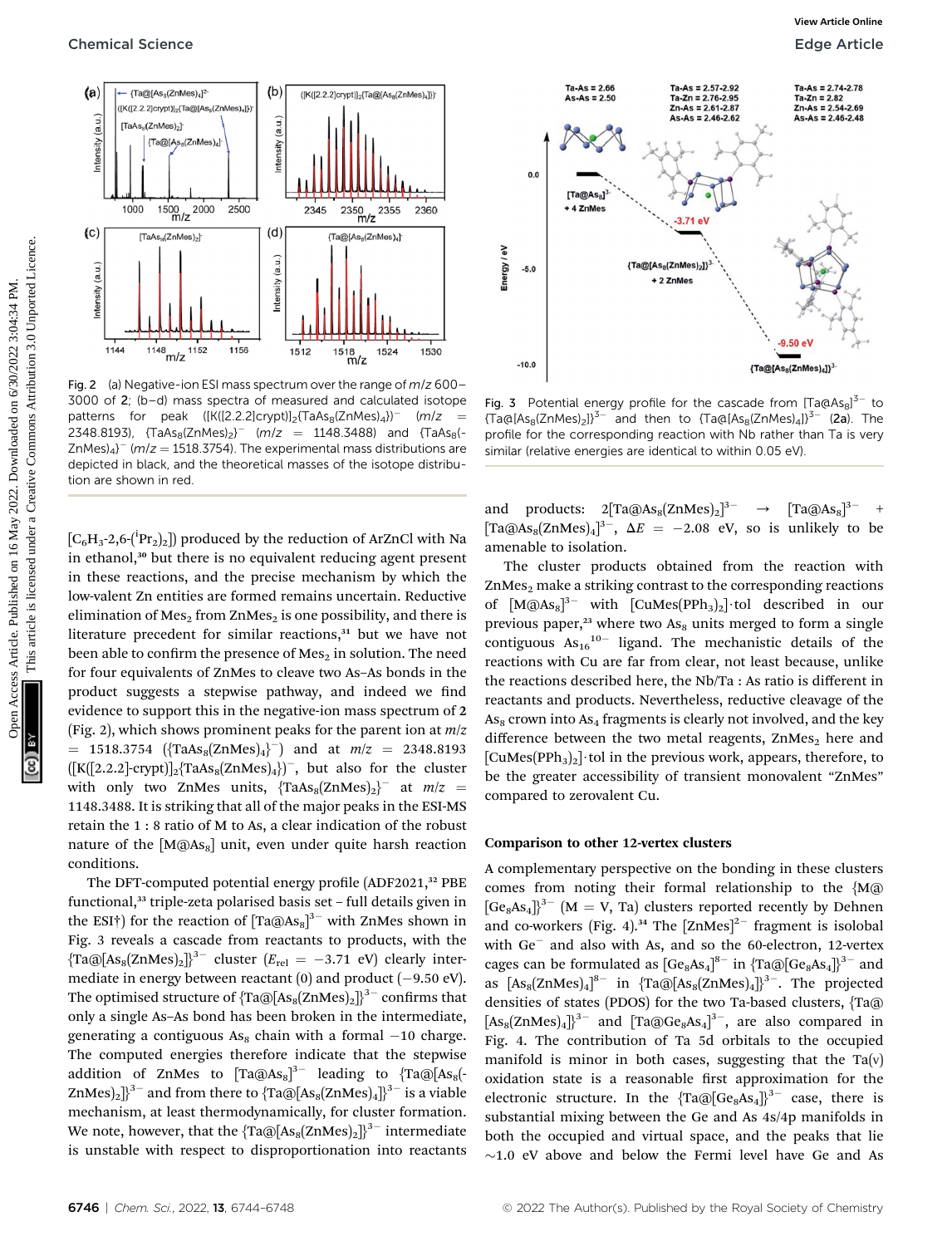Fig. 2 (a) Negative-ion ESI mass spectrum over the range of $m/z$ 600–3000 of 2; (b–d) mass spectra of measured and calculated isotope patterns for peak ($[K([2.2.2]crypt)]_2\{TaAs_8(ZnMes)_4\})^-$ ($m/z$ = 2348.8193), $\{TaAs_8(ZnMes)_2\}^-$ ($m/z$ = 1148.3488) and $\{TaAs_8(ZnMes)_4\}^-$ ($m/z$ = 1518.3754). The experimental mass distributions are depicted in black, and the theoretical masses of the isotope distribution are shown in red.

Fig. 3 Potential energy profile for the cascade from $[Ta@As_8]^{3-}$ to $\{Ta@[As_8(ZnMes)_2]\}^{3-}$ and then to $\{Ta@[As_8(ZnMes)_4]\}^{3-}$ (**2a**). The profile for the corresponding reaction with Nb rather than Ta is very similar (relative energies are identical to within 0.05 eV).

$[C_6H_3$-2,6-$(^iPr_2)_2])$ produced by the reduction of ArZnCl with Na in ethanol,[30] but there is no equivalent reducing agent present in these reactions, and the precise mechanism by which the low-valent Zn entities are formed remains uncertain. Reductive elimination of $Mes_2$ from $ZnMes_2$ is one possibility, and there is literature precedent for similar reactions,[31] but we have not been able to confirm the presence of $Mes_2$ in solution. The need for four equivalents of ZnMes to cleave two As–As bonds in the product suggests a stepwise pathway, and indeed we find evidence to support this in the negative-ion mass spectrum of **2** (Fig. 2), which shows prominent peaks for the parent ion at $m/z$ = 1518.3754 ($\{TaAs_8(ZnMes)_4\}^-$) and at $m/z$ = 2348.8193 ($[K([2.2.2]\text{-}crypt)]_2\{TaAs_8(ZnMes)_4\})^-$, but also for the cluster with only two ZnMes units, $\{TaAs_8(ZnMes)_2\}^-$ at $m/z$ = 1148.3488. It is striking that all of the major peaks in the ESI-MS retain the 1 : 8 ratio of M to As, a clear indication of the robust nature of the $[M@As_8]$ unit, even under quite harsh reaction conditions.

The DFT-computed potential energy profile (ADF2021,[32] PBE functional,[33] triple-zeta polarised basis set – full details given in the ESI†) for the reaction of $[Ta@As_8]^{3-}$ with ZnMes shown in Fig. 3 reveals a cascade from reactants to products, with the $\{Ta@[As_8(ZnMes)_2]\}^{3-}$ cluster ($E_{rel}$ = −3.71 eV) clearly intermediate in energy between reactant (0) and product (−9.50 eV). The optimised structure of $\{Ta@[As_8(ZnMes)_2]\}^{3-}$ confirms that only a single As–As bond has been broken in the intermediate, generating a contiguous $As_8$ chain with a formal −10 charge. The computed energies therefore indicate that the stepwise addition of ZnMes to $[Ta@As_8]^{3-}$ leading to $\{Ta@[As_8(ZnMes)_2]\}^{3-}$ and from there to $\{Ta@[As_8(ZnMes)_4]\}^{3-}$ is a viable mechanism, at least thermodynamically, for cluster formation. We note, however, that the $\{Ta@[As_8(ZnMes)_2]\}^{3-}$ intermediate is unstable with respect to disproportionation into reactants and products: $2[Ta@As_8(ZnMes)_2]^{3-} \rightarrow [Ta@As_8]^{3-} + [Ta@As_8(ZnMes)_4]^{3-}$, $\Delta E$ = −2.08 eV, so is unlikely to be amenable to isolation.

The cluster products obtained from the reaction with $ZnMes_2$ make a striking contrast to the corresponding reactions of $[M@As_8]^{3-}$ with $[CuMes(PPh_3)_2]\cdot$tol described in our previous paper,[23] where two $As_8$ units merged to form a single contiguous $As_{16}{}^{10-}$ ligand. The mechanistic details of the reactions with Cu are far from clear, not least because, unlike the reactions described here, the Nb/Ta : As ratio is different in reactants and products. Nevertheless, reductive cleavage of the $As_8$ crown into $As_4$ fragments is clearly not involved, and the key difference between the two metal reagents, $ZnMes_2$ here and $[CuMes(PPh_3)_2]\cdot$tol in the previous work, appears, therefore, to be the greater accessibility of transient monovalent "ZnMes" compared to zerovalent Cu.

### Comparison to other 12-vertex clusters

A complementary perspective on the bonding in these clusters comes from noting their formal relationship to the $\{M@[Ge_8As_4]\}^{3-}$ (M = V, Ta) clusters reported recently by Dehnen and co-workers (Fig. 4).[34] The $[ZnMes]^{2-}$ fragment is isolobal with $Ge^-$ and also with As, and so the 60-electron, 12-vertex cages can be formulated as $[Ge_8As_4]^{8-}$ in $\{Ta@[Ge_8As_4]\}^{3-}$ and as $[As_8(ZnMes)_4]^{8-}$ in $\{Ta@[As_8(ZnMes)_4]\}^{3-}$. The projected densities of states (PDOS) for the two Ta-based clusters, $\{Ta@[As_8(ZnMes)_4]\}^{3-}$ and $[Ta@Ge_8As_4]^{3-}$, are also compared in Fig. 4. The contribution of Ta 5d orbitals to the occupied manifold is minor in both cases, suggesting that the Ta(V) oxidation state is a reasonable first approximation for the electronic structure. In the $\{Ta@[Ge_8As_4]\}^{3-}$ case, there is substantial mixing between the Ge and As 4s/4p manifolds in both the occupied and virtual space, and the peaks that lie ~1.0 eV above and below the Fermi level have Ge and As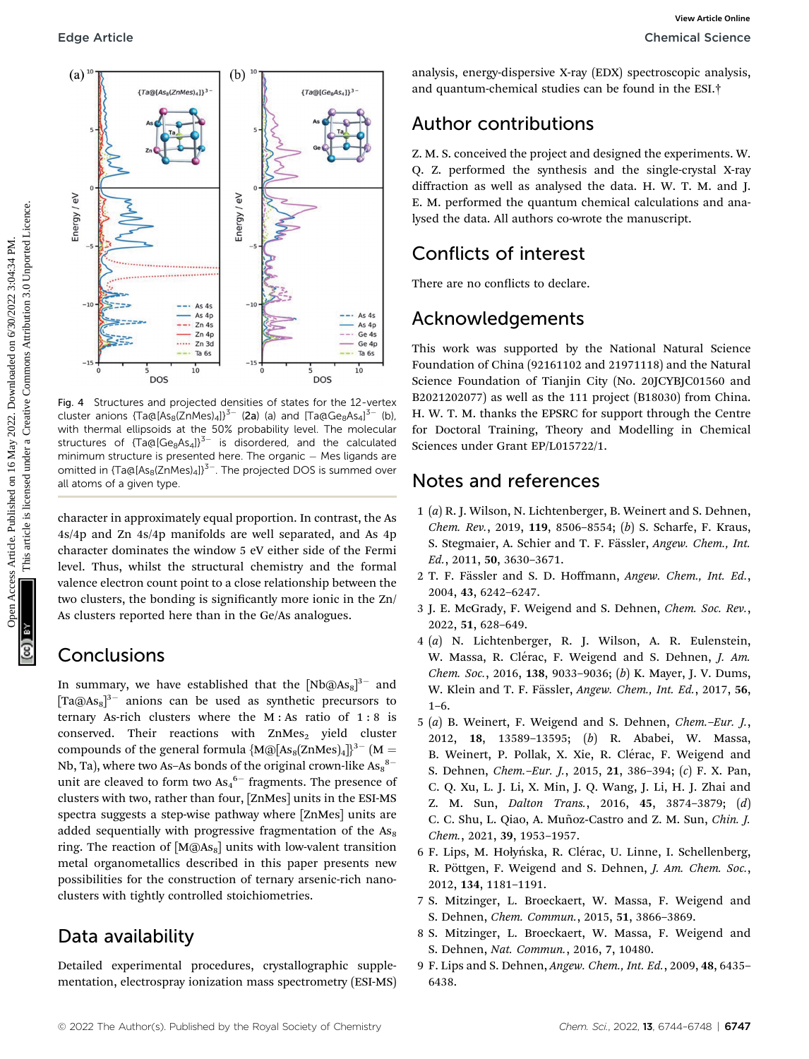Fig. 4 Structures and projected densities of states for the 12-vertex cluster anions $\{Ta@[As_8(ZnMes)_4]\}^{3-}$ (**2a**) (a) and $[Ta@Ge_8As_4]^{3-}$ (b), with thermal ellipsoids at the 50% probability level. The molecular structures of $\{Ta@[Ge_8As_4]\}^{3-}$ is disordered, and the calculated minimum structure is presented here. The organic – Mes ligands are omitted in $\{Ta@[As_8(ZnMes)_4]\}^{3-}$. The projected DOS is summed over all atoms of a given type.

character in approximately equal proportion. In contrast, the As 4s/4p and Zn 4s/4p manifolds are well separated, and As 4p character dominates the window 5 eV either side of the Fermi level. Thus, whilst the structural chemistry and the formal valence electron count point to a close relationship between the two clusters, the bonding is significantly more ionic in the Zn/As clusters reported here than in the Ge/As analogues.

## Conclusions

In summary, we have established that the $[Nb@As_8]^{3-}$ and $[Ta@As_8]^{3-}$ anions can be used as synthetic precursors to ternary As-rich clusters where the M : As ratio of 1 : 8 is conserved. Their reactions with $ZnMes_2$ yield cluster compounds of the general formula $\{M@[As_8(ZnMes)_4]\}^{3-}$ (M = Nb, Ta), where two As–As bonds of the original crown-like $As_8^{8-}$ unit are cleaved to form two $As_4^{6-}$ fragments. The presence of clusters with two, rather than four, [ZnMes] units in the ESI-MS spectra suggests a step-wise pathway where [ZnMes] units are added sequentially with progressive fragmentation of the $As_8$ ring. The reaction of $[M@As_8]$ units with low-valent transition metal organometallics described in this paper presents new possibilities for the construction of ternary arsenic-rich nanoclusters with tightly controlled stoichiometries.

## Data availability

Detailed experimental procedures, crystallographic supplementation, electrospray ionization mass spectrometry (ESI-MS) analysis, energy-dispersive X-ray (EDX) spectroscopic analysis, and quantum-chemical studies can be found in the ESI.†

## Author contributions

Z. M. S. conceived the project and designed the experiments. W. Q. Z. performed the synthesis and the single-crystal X-ray diffraction as well as analysed the data. H. W. T. M. and J. E. M. performed the quantum chemical calculations and analysed the data. All authors co-wrote the manuscript.

## Conflicts of interest

There are no conflicts to declare.

## Acknowledgements

This work was supported by the National Natural Science Foundation of China (92161102 and 21971118) and the Natural Science Foundation of Tianjin City (No. 20JCYBJC01560 and B2021202077) as well as the 111 project (B18030) from China. H. W. T. M. thanks the EPSRC for support through the Centre for Doctoral Training, Theory and Modelling in Chemical Sciences under Grant EP/L015722/1.

## Notes and references

1 (*a*) R. J. Wilson, N. Lichtenberger, B. Weinert and S. Dehnen, *Chem. Rev.*, 2019, **119**, 8506–8554; (*b*) S. Scharfe, F. Kraus, S. Stegmaier, A. Schier and T. F. Fässler, *Angew. Chem., Int. Ed.*, 2011, **50**, 3630–3671.

2 T. F. Fässler and S. D. Hoffmann, *Angew. Chem., Int. Ed.*, 2004, **43**, 6242–6247.

3 J. E. McGrady, F. Weigend and S. Dehnen, *Chem. Soc. Rev.*, 2022, **51**, 628–649.

4 (*a*) N. Lichtenberger, R. J. Wilson, A. R. Eulenstein, W. Massa, R. Clérac, F. Weigend and S. Dehnen, *J. Am. Chem. Soc.*, 2016, **138**, 9033–9036; (*b*) K. Mayer, J. V. Dums, W. Klein and T. F. Fässler, *Angew. Chem., Int. Ed.*, 2017, **56**, 1–6.

5 (*a*) B. Weinert, F. Weigend and S. Dehnen, *Chem.–Eur. J.*, 2012, **18**, 13589–13595; (*b*) R. Ababei, W. Massa, B. Weinert, P. Pollak, X. Xie, R. Clérac, F. Weigend and S. Dehnen, *Chem.–Eur. J.*, 2015, **21**, 386–394; (*c*) F. X. Pan, C. Q. Xu, L. J. Li, X. Min, J. Q. Wang, J. Li, H. J. Zhai and Z. M. Sun, *Dalton Trans.*, 2016, **45**, 3874–3879; (*d*) C. C. Shu, L. Qiao, A. Muñoz-Castro and Z. M. Sun, *Chin. J. Chem.*, 2021, **39**, 1953–1957.

6 F. Lips, M. Hołyńska, R. Clérac, U. Linne, I. Schellenberg, R. Pöttgen, F. Weigend and S. Dehnen, *J. Am. Chem. Soc.*, 2012, **134**, 1181–1191.

7 S. Mitzinger, L. Broeckaert, W. Massa, F. Weigend and S. Dehnen, *Chem. Commun.*, 2015, **51**, 3866–3869.

8 S. Mitzinger, L. Broeckaert, W. Massa, F. Weigend and S. Dehnen, *Nat. Commun.*, 2016, **7**, 10480.

9 F. Lips and S. Dehnen, *Angew. Chem., Int. Ed.*, 2009, **48**, 6435–6438.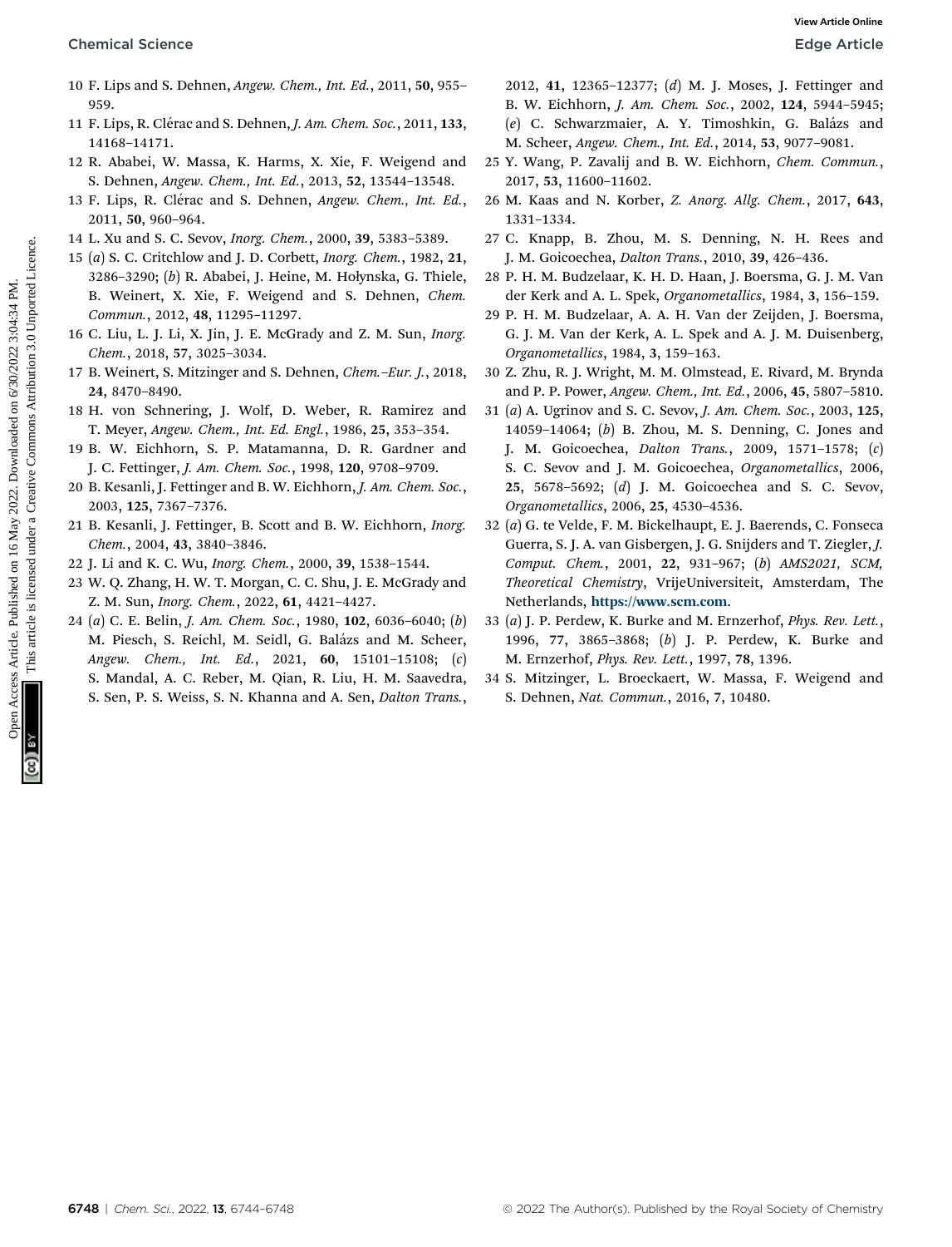10 F. Lips and S. Dehnen, *Angew. Chem., Int. Ed.*, 2011, **50**, 955–959.

11 F. Lips, R. Clérac and S. Dehnen, *J. Am. Chem. Soc.*, 2011, **133**, 14168–14171.

12 R. Ababei, W. Massa, K. Harms, X. Xie, F. Weigend and S. Dehnen, *Angew. Chem., Int. Ed.*, 2013, **52**, 13544–13548.

13 F. Lips, R. Clérac and S. Dehnen, *Angew. Chem., Int. Ed.*, 2011, **50**, 960–964.

14 L. Xu and S. C. Sevov, *Inorg. Chem.*, 2000, **39**, 5383–5389.

15 (*a*) S. C. Critchlow and J. D. Corbett, *Inorg. Chem.*, 1982, **21**, 3286–3290; (*b*) R. Ababei, J. Heine, M. Hołynska, G. Thiele, B. Weinert, X. Xie, F. Weigend and S. Dehnen, *Chem. Commun.*, 2012, **48**, 11295–11297.

16 C. Liu, L. J. Li, X. Jin, J. E. McGrady and Z. M. Sun, *Inorg. Chem.*, 2018, **57**, 3025–3034.

17 B. Weinert, S. Mitzinger and S. Dehnen, *Chem.–Eur. J.*, 2018, **24**, 8470–8490.

18 H. von Schnering, J. Wolf, D. Weber, R. Ramirez and T. Meyer, *Angew. Chem., Int. Ed. Engl.*, 1986, **25**, 353–354.

19 B. W. Eichhorn, S. P. Matamanna, D. R. Gardner and J. C. Fettinger, *J. Am. Chem. Soc.*, 1998, **120**, 9708–9709.

20 B. Kesanli, J. Fettinger and B. W. Eichhorn, *J. Am. Chem. Soc.*, 2003, **125**, 7367–7376.

21 B. Kesanli, J. Fettinger, B. Scott and B. W. Eichhorn, *Inorg. Chem.*, 2004, **43**, 3840–3846.

22 J. Li and K. C. Wu, *Inorg. Chem.*, 2000, **39**, 1538–1544.

23 W. Q. Zhang, H. W. T. Morgan, C. C. Shu, J. E. McGrady and Z. M. Sun, *Inorg. Chem.*, 2022, **61**, 4421–4427.

24 (*a*) C. E. Belin, *J. Am. Chem. Soc.*, 1980, **102**, 6036–6040; (*b*) M. Piesch, S. Reichl, M. Seidl, G. Balázs and M. Scheer, *Angew. Chem., Int. Ed.*, 2021, **60**, 15101–15108; (*c*) S. Mandal, A. C. Reber, M. Qian, R. Liu, H. M. Saavedra, S. Sen, P. S. Weiss, S. N. Khanna and A. Sen, *Dalton Trans.*, 2012, **41**, 12365–12377; (*d*) M. J. Moses, J. Fettinger and B. W. Eichhorn, *J. Am. Chem. Soc.*, 2002, **124**, 5944–5945; (*e*) C. Schwarzmaier, A. Y. Timoshkin, G. Balázs and M. Scheer, *Angew. Chem., Int. Ed.*, 2014, **53**, 9077–9081.

25 Y. Wang, P. Zavalij and B. W. Eichhorn, *Chem. Commun.*, 2017, **53**, 11600–11602.

26 M. Kaas and N. Korber, *Z. Anorg. Allg. Chem.*, 2017, **643**, 1331–1334.

27 C. Knapp, B. Zhou, M. S. Denning, N. H. Rees and J. M. Goicoechea, *Dalton Trans.*, 2010, **39**, 426–436.

28 P. H. M. Budzelaar, K. H. D. Haan, J. Boersma, G. J. M. Van der Kerk and A. L. Spek, *Organometallics*, 1984, **3**, 156–159.

29 P. H. M. Budzelaar, A. A. H. Van der Zeijden, J. Boersma, G. J. M. Van der Kerk, A. L. Spek and A. J. M. Duisenberg, *Organometallics*, 1984, **3**, 159–163.

30 Z. Zhu, R. J. Wright, M. M. Olmstead, E. Rivard, M. Brynda and P. P. Power, *Angew. Chem., Int. Ed.*, 2006, **45**, 5807–5810.

31 (*a*) A. Ugrinov and S. C. Sevov, *J. Am. Chem. Soc.*, 2003, **125**, 14059–14064; (*b*) B. Zhou, M. S. Denning, C. Jones and J. M. Goicoechea, *Dalton Trans.*, 2009, 1571–1578; (*c*) S. C. Sevov and J. M. Goicoechea, *Organometallics*, 2006, **25**, 5678–5692; (*d*) J. M. Goicoechea and S. C. Sevov, *Organometallics*, 2006, **25**, 4530–4536.

32 (*a*) G. te Velde, F. M. Bickelhaupt, E. J. Baerends, C. Fonseca Guerra, S. J. A. van Gisbergen, J. G. Snijders and T. Ziegler, *J. Comput. Chem.*, 2001, **22**, 931–967; (*b*) *AMS2021, SCM, Theoretical Chemistry*, VrijeUniversiteit, Amsterdam, The Netherlands, **https://www.scm.com**.

33 (*a*) J. P. Perdew, K. Burke and M. Ernzerhof, *Phys. Rev. Lett.*, 1996, **77**, 3865–3868; (*b*) J. P. Perdew, K. Burke and M. Ernzerhof, *Phys. Rev. Lett.*, 1997, **78**, 1396.

34 S. Mitzinger, L. Broeckaert, W. Massa, F. Weigend and S. Dehnen, *Nat. Commun.*, 2016, **7**, 10480.